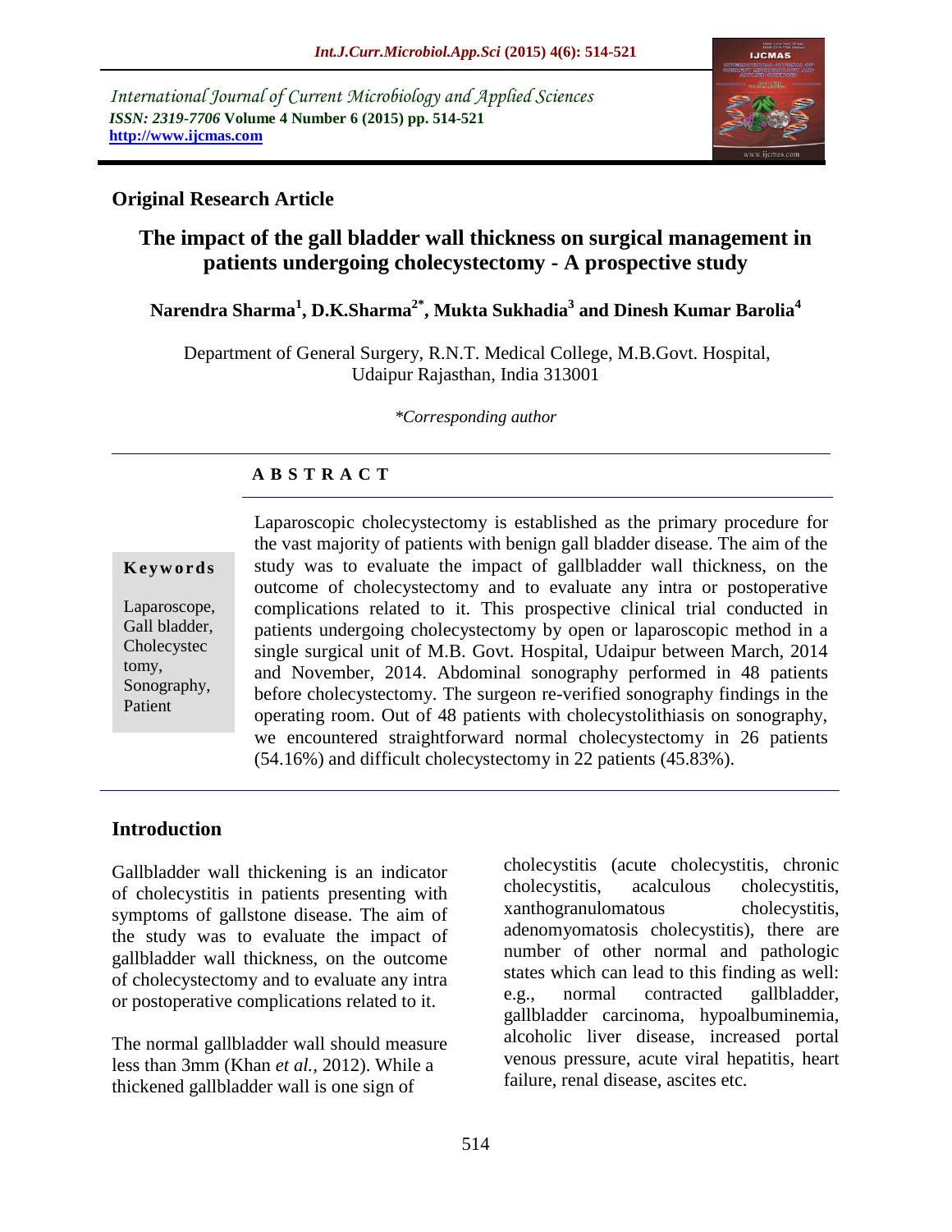International Journal of Current Microbiology and Applied Sciences
*ISSN: 2319-7706* **Volume 4 Number 6 (2015) pp. 514-521**
**http://www.ijcmas.com**

**Original Research Article**

# The impact of the gall bladder wall thickness on surgical management in patients undergoing cholecystectomy - A prospective study

**Narendra Sharma[1], D.K.Sharma[2*], Mukta Sukhadia[3] and Dinesh Kumar Barolia[4]**

Department of General Surgery, R.N.T. Medical College, M.B.Govt. Hospital, Udaipur Rajasthan, India 313001

*\*Corresponding author*

## A B S T R A C T

**Keywords**

Laparoscope, Gall bladder, Cholecystectomy, Sonography, Patient

Laparoscopic cholecystectomy is established as the primary procedure for the vast majority of patients with benign gall bladder disease. The aim of the study was to evaluate the impact of gallbladder wall thickness, on the outcome of cholecystectomy and to evaluate any intra or postoperative complications related to it. This prospective clinical trial conducted in patients undergoing cholecystectomy by open or laparoscopic method in a single surgical unit of M.B. Govt. Hospital, Udaipur between March, 2014 and November, 2014. Abdominal sonography performed in 48 patients before cholecystectomy. The surgeon re-verified sonography findings in the operating room. Out of 48 patients with cholecystolithiasis on sonography, we encountered straightforward normal cholecystectomy in 26 patients (54.16%) and difficult cholecystectomy in 22 patients (45.83%).

## Introduction

Gallbladder wall thickening is an indicator of cholecystitis in patients presenting with symptoms of gallstone disease. The aim of the study was to evaluate the impact of gallbladder wall thickness, on the outcome of cholecystectomy and to evaluate any intra or postoperative complications related to it.

The normal gallbladder wall should measure less than 3mm (Khan *et al.,* 2012). While a thickened gallbladder wall is one sign of cholecystitis (acute cholecystitis, chronic cholecystitis, acalculous cholecystitis, xanthogranulomatous cholecystitis, adenomyomatosis cholecystitis), there are number of other normal and pathologic states which can lead to this finding as well: e.g., normal contracted gallbladder, gallbladder carcinoma, hypoalbuminemia, alcoholic liver disease, increased portal venous pressure, acute viral hepatitis, heart failure, renal disease, ascites etc.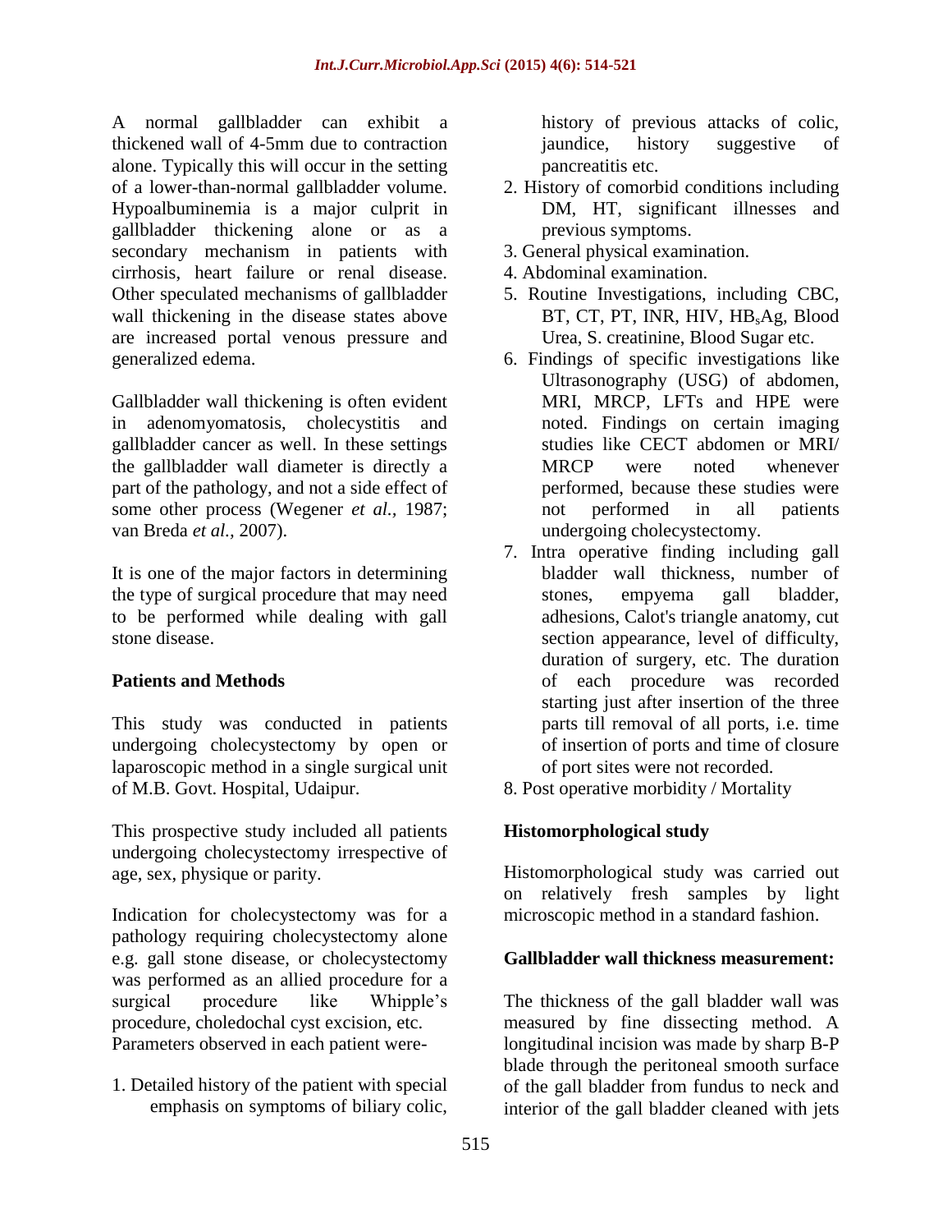A normal gallbladder can exhibit a thickened wall of 4-5mm due to contraction alone. Typically this will occur in the setting of a lower-than-normal gallbladder volume. Hypoalbuminemia is a major culprit in gallbladder thickening alone or as a secondary mechanism in patients with cirrhosis, heart failure or renal disease. Other speculated mechanisms of gallbladder wall thickening in the disease states above are increased portal venous pressure and generalized edema.

Gallbladder wall thickening is often evident in adenomyomatosis, cholecystitis and gallbladder cancer as well. In these settings the gallbladder wall diameter is directly a part of the pathology, and not a side effect of some other process (Wegener *et al.,* 1987; van Breda *et al.,* 2007).

It is one of the major factors in determining the type of surgical procedure that may need to be performed while dealing with gall stone disease.

## Patients and Methods

This study was conducted in patients undergoing cholecystectomy by open or laparoscopic method in a single surgical unit of M.B. Govt. Hospital, Udaipur.

This prospective study included all patients undergoing cholecystectomy irrespective of age, sex, physique or parity.

Indication for cholecystectomy was for a pathology requiring cholecystectomy alone e.g. gall stone disease, or cholecystectomy was performed as an allied procedure for a surgical procedure like Whipple's procedure, choledochal cyst excision, etc. Parameters observed in each patient were-

1. Detailed history of the patient with special emphasis on symptoms of biliary colic, history of previous attacks of colic, jaundice, history suggestive of pancreatitis etc.
2. History of comorbid conditions including DM, HT, significant illnesses and previous symptoms.
3. General physical examination.
4. Abdominal examination.
5. Routine Investigations, including CBC, BT, CT, PT, INR, HIV, $HB_sAg$, Blood Urea, S. creatinine, Blood Sugar etc.
6. Findings of specific investigations like Ultrasonography (USG) of abdomen, MRI, MRCP, LFTs and HPE were noted. Findings on certain imaging studies like CECT abdomen or MRI/ MRCP were noted whenever performed, because these studies were not performed in all patients undergoing cholecystectomy.
7. Intra operative finding including gall bladder wall thickness, number of stones, empyema gall bladder, adhesions, Calot's triangle anatomy, cut section appearance, level of difficulty, duration of surgery, etc. The duration of each procedure was recorded starting just after insertion of the three parts till removal of all ports, i.e. time of insertion of ports and time of closure of port sites were not recorded.
8. Post operative morbidity / Mortality

### Histomorphological study

Histomorphological study was carried out on relatively fresh samples by light microscopic method in a standard fashion.

### Gallbladder wall thickness measurement:

The thickness of the gall bladder wall was measured by fine dissecting method. A longitudinal incision was made by sharp B-P blade through the peritoneal smooth surface of the gall bladder from fundus to neck and interior of the gall bladder cleaned with jets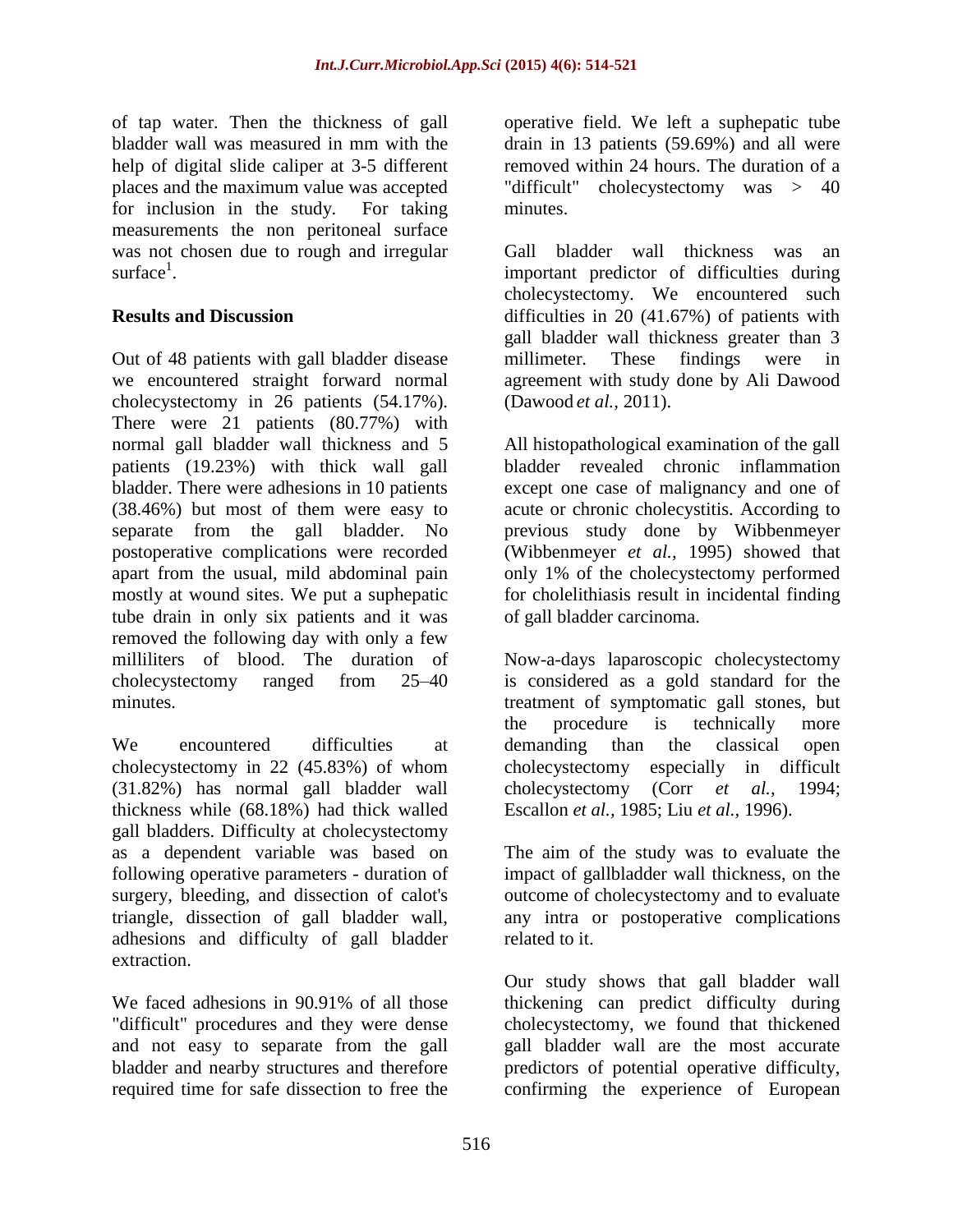of tap water. Then the thickness of gall bladder wall was measured in mm with the help of digital slide caliper at 3-5 different places and the maximum value was accepted for inclusion in the study. For taking measurements the non peritoneal surface was not chosen due to rough and irregular surface[1].

## Results and Discussion

Out of 48 patients with gall bladder disease we encountered straight forward normal cholecystectomy in 26 patients (54.17%). There were 21 patients (80.77%) with normal gall bladder wall thickness and 5 patients (19.23%) with thick wall gall bladder. There were adhesions in 10 patients (38.46%) but most of them were easy to separate from the gall bladder. No postoperative complications were recorded apart from the usual, mild abdominal pain mostly at wound sites. We put a suphepatic tube drain in only six patients and it was removed the following day with only a few milliliters of blood. The duration of cholecystectomy ranged from 25–40 minutes.

We encountered difficulties at cholecystectomy in 22 (45.83%) of whom (31.82%) has normal gall bladder wall thickness while (68.18%) had thick walled gall bladders. Difficulty at cholecystectomy as a dependent variable was based on following operative parameters - duration of surgery, bleeding, and dissection of calot's triangle, dissection of gall bladder wall, adhesions and difficulty of gall bladder extraction.

We faced adhesions in 90.91% of all those "difficult" procedures and they were dense and not easy to separate from the gall bladder and nearby structures and therefore required time for safe dissection to free the operative field. We left a suphepatic tube drain in 13 patients (59.69%) and all were removed within 24 hours. The duration of a "difficult" cholecystectomy was > 40 minutes.

Gall bladder wall thickness was an important predictor of difficulties during cholecystectomy. We encountered such difficulties in 20 (41.67%) of patients with gall bladder wall thickness greater than 3 millimeter. These findings were in agreement with study done by Ali Dawood (Dawood *et al.,* 2011).

All histopathological examination of the gall bladder revealed chronic inflammation except one case of malignancy and one of acute or chronic cholecystitis. According to previous study done by Wibbenmeyer (Wibbenmeyer *et al.,* 1995) showed that only 1% of the cholecystectomy performed for cholelithiasis result in incidental finding of gall bladder carcinoma.

Now-a-days laparoscopic cholecystectomy is considered as a gold standard for the treatment of symptomatic gall stones, but the procedure is technically more demanding than the classical open cholecystectomy especially in difficult cholecystectomy (Corr *et al.,* 1994; Escallon *et al.,* 1985; Liu *et al.,* 1996).

The aim of the study was to evaluate the impact of gallbladder wall thickness, on the outcome of cholecystectomy and to evaluate any intra or postoperative complications related to it.

Our study shows that gall bladder wall thickening can predict difficulty during cholecystectomy, we found that thickened gall bladder wall are the most accurate predictors of potential operative difficulty, confirming the experience of European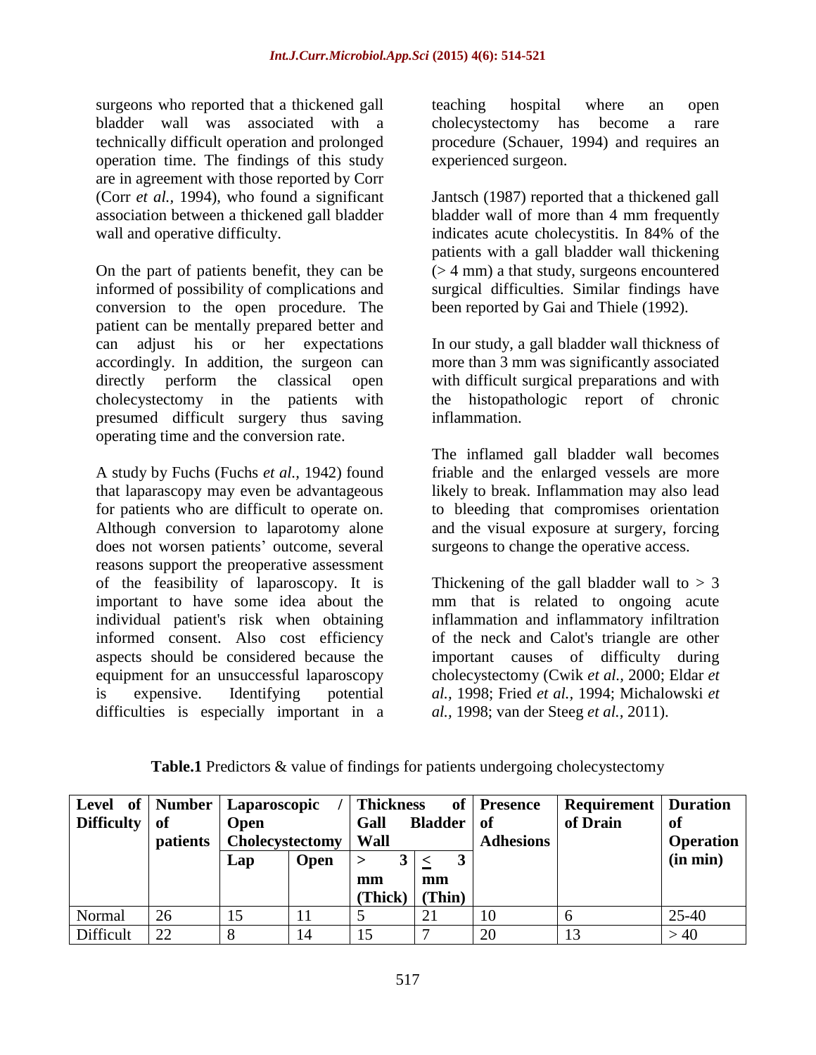surgeons who reported that a thickened gall bladder wall was associated with a technically difficult operation and prolonged operation time. The findings of this study are in agreement with those reported by Corr (Corr *et al.*, 1994), who found a significant association between a thickened gall bladder wall and operative difficulty.

On the part of patients benefit, they can be informed of possibility of complications and conversion to the open procedure. The patient can be mentally prepared better and can adjust his or her expectations accordingly. In addition, the surgeon can directly perform the classical open cholecystectomy in the patients with presumed difficult surgery thus saving operating time and the conversion rate.

A study by Fuchs (Fuchs *et al.,* 1942) found that laparascopy may even be advantageous for patients who are difficult to operate on. Although conversion to laparotomy alone does not worsen patients' outcome, several reasons support the preoperative assessment of the feasibility of laparoscopy. It is important to have some idea about the individual patient's risk when obtaining informed consent. Also cost efficiency aspects should be considered because the equipment for an unsuccessful laparoscopy is expensive. Identifying potential difficulties is especially important in a teaching hospital where an open cholecystectomy has become a rare procedure (Schauer, 1994) and requires an experienced surgeon.

Jantsch (1987) reported that a thickened gall bladder wall of more than 4 mm frequently indicates acute cholecystitis. In 84% of the patients with a gall bladder wall thickening (> 4 mm) a that study, surgeons encountered surgical difficulties. Similar findings have been reported by Gai and Thiele (1992).

In our study, a gall bladder wall thickness of more than 3 mm was significantly associated with difficult surgical preparations and with the histopathologic report of chronic inflammation.

The inflamed gall bladder wall becomes friable and the enlarged vessels are more likely to break. Inflammation may also lead to bleeding that compromises orientation and the visual exposure at surgery, forcing surgeons to change the operative access.

Thickening of the gall bladder wall to > 3 mm that is related to ongoing acute inflammation and inflammatory infiltration of the neck and Calot's triangle are other important causes of difficulty during cholecystectomy (Cwik *et al.,* 2000; Eldar *et al.,* 1998; Fried *et al.,* 1994; Michalowski *et al.,* 1998; van der Steeg *et al.,* 2011).

**Table.1** Predictors & value of findings for patients undergoing cholecystectomy

| Level of Difficulty | Number of patients | Laparoscopic / Open Cholecystectomy | | Thickness of Gall Bladder Wall | | Presence of Adhesions | Requirement of Drain | Duration of Operation (in min) |
|---|---|---|---|---|---|---|---|---|
| | | Lap | Open | > 3 mm (Thick) | ≤ 3 mm (Thin) | | | |
| Normal | 26 | 15 | 11 | 5 | 21 | 10 | 6 | 25-40 |
| Difficult | 22 | 8 | 14 | 15 | 7 | 20 | 13 | > 40 |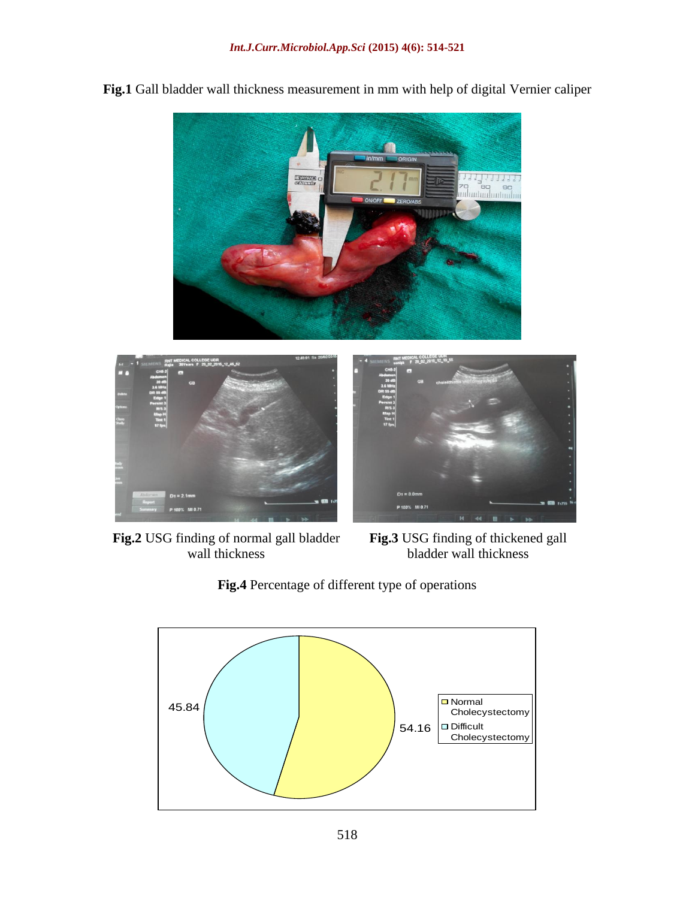**Fig.1** Gall bladder wall thickness measurement in mm with help of digital Vernier caliper

**Fig.2** USG finding of normal gall bladder wall thickness

**Fig.3** USG finding of thickened gall bladder wall thickness

**Fig.4** Percentage of different type of operations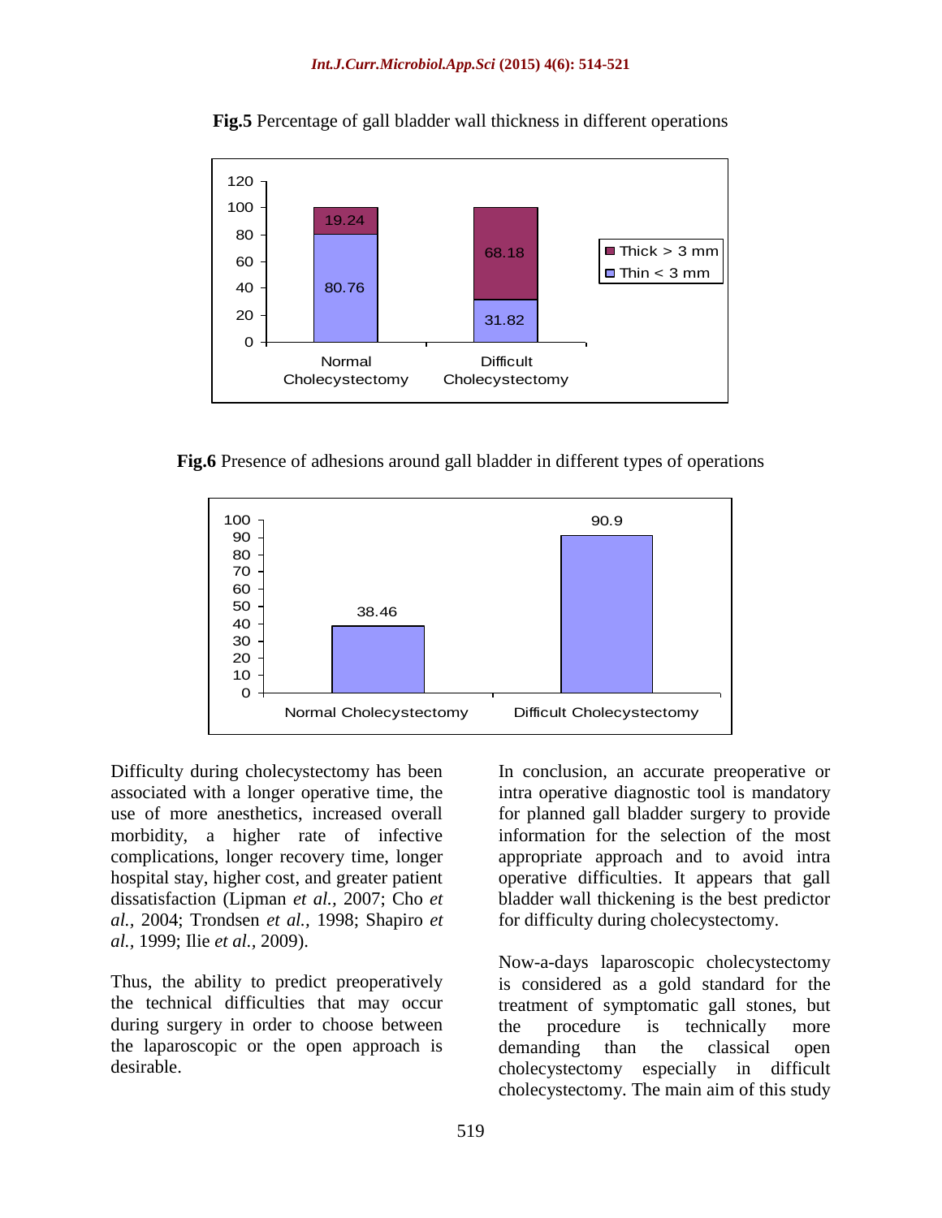**Fig.5** Percentage of gall bladder wall thickness in different operations

**Fig.6** Presence of adhesions around gall bladder in different types of operations

Difficulty during cholecystectomy has been associated with a longer operative time, the use of more anesthetics, increased overall morbidity, a higher rate of infective complications, longer recovery time, longer hospital stay, higher cost, and greater patient dissatisfaction (Lipman *et al.,* 2007; Cho *et al.,* 2004; Trondsen *et al.,* 1998; Shapiro *et al.,* 1999; Ilie *et al.,* 2009).

Thus, the ability to predict preoperatively the technical difficulties that may occur during surgery in order to choose between the laparoscopic or the open approach is desirable.

In conclusion, an accurate preoperative or intra operative diagnostic tool is mandatory for planned gall bladder surgery to provide information for the selection of the most appropriate approach and to avoid intra operative difficulties. It appears that gall bladder wall thickening is the best predictor for difficulty during cholecystectomy.

Now-a-days laparoscopic cholecystectomy is considered as a gold standard for the treatment of symptomatic gall stones, but the procedure is technically more demanding than the classical open cholecystectomy especially in difficult cholecystectomy. The main aim of this study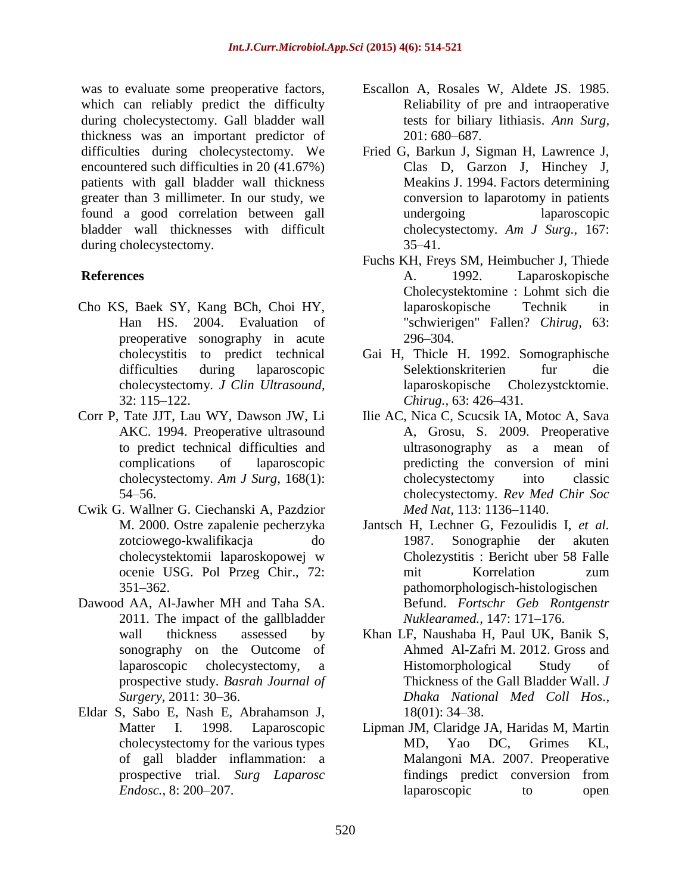was to evaluate some preoperative factors, which can reliably predict the difficulty during cholecystectomy. Gall bladder wall thickness was an important predictor of difficulties during cholecystectomy. We encountered such difficulties in 20 (41.67%) patients with gall bladder wall thickness greater than 3 millimeter. In our study, we found a good correlation between gall bladder wall thicknesses with difficult during cholecystectomy.

## References

Cho KS, Baek SY, Kang BCh, Choi HY, Han HS. 2004. Evaluation of preoperative sonography in acute cholecystitis to predict technical difficulties during laparoscopic cholecystectomy. *J Clin Ultrasound,* 32: 115–122.

Corr P, Tate JJT, Lau WY, Dawson JW, Li AKC. 1994. Preoperative ultrasound to predict technical difficulties and complications of laparoscopic cholecystectomy. *Am J Surg,* 168(1): 54–56.

Cwik G. Wallner G. Ciechanski A, Pazdzior M. 2000. Ostre zapalenie pecherzyka zotciowego-kwalifikacja do cholecystektomii laparoskopowej w ocenie USG. Pol Przeg Chir., 72: 351–362.

Dawood AA, Al-Jawher MH and Taha SA. 2011. The impact of the gallbladder wall thickness assessed by sonography on the Outcome of laparoscopic cholecystectomy, a prospective study. *Basrah Journal of Surgery,* 2011: 30–36.

Eldar S, Sabo E, Nash E, Abrahamson J, Matter I. 1998. Laparoscopic cholecystectomy for the various types of gall bladder inflammation: a prospective trial. *Surg Laparosc Endosc.,* 8: 200–207.

Escallon A, Rosales W, Aldete JS. 1985. Reliability of pre and intraoperative tests for biliary lithiasis. *Ann Surg,* 201: 680–687.

Fried G, Barkun J, Sigman H, Lawrence J, Clas D, Garzon J, Hinchey J, Meakins J. 1994. Factors determining conversion to laparotomy in patients undergoing laparoscopic cholecystectomy. *Am J Surg.,* 167: 35–41.

Fuchs KH, Freys SM, Heimbucher J, Thiede A. 1992. Laparoskopische Cholecystektomine : Lohmt sich die laparoskopische Technik in "schwierigen" Fallen? *Chirug,* 63: 296–304.

Gai H, Thicle H. 1992. Somographische Selektionskriterien fur die laparoskopische Cholezystcktomie. *Chirug.,* 63: 426–431.

Ilie AC, Nica C, Scucsik IA, Motoc A, Sava A, Grosu, S. 2009. Preoperative ultrasonography as a mean of predicting the conversion of mini cholecystectomy into classic cholecystectomy. *Rev Med Chir Soc Med Nat,* 113: 1136–1140.

Jantsch H, Lechner G, Fezoulidis I, *et al.* 1987. Sonographie der akuten Cholezystitis : Bericht uber 58 Falle mit Korrelation zum pathomorphologisch-histologischen Befund. *Fortschr Geb Rontgenstr Nuklearamed.,* 147: 171–176.

Khan LF, Naushaba H, Paul UK, Banik S, Ahmed Al-Zafri M. 2012. Gross and Histomorphological Study of Thickness of the Gall Bladder Wall. *J Dhaka National Med Coll Hos.,* 18(01): 34–38.

Lipman JM, Claridge JA, Haridas M, Martin MD, Yao DC, Grimes KL, Malangoni MA. 2007. Preoperative findings predict conversion from laparoscopic to open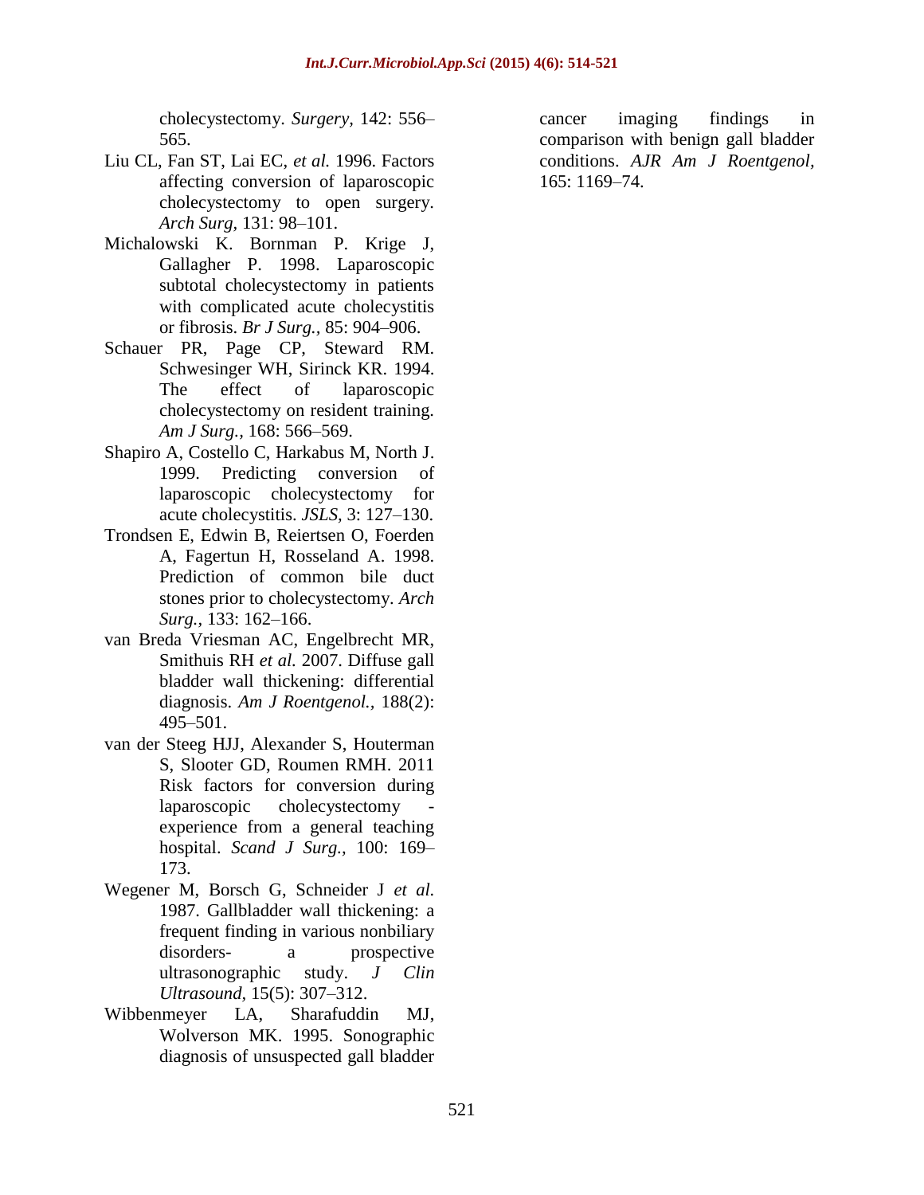cholecystectomy. *Surgery,* 142: 556–565.

Liu CL, Fan ST, Lai EC, *et al.* 1996. Factors affecting conversion of laparoscopic cholecystectomy to open surgery. *Arch Surg,* 131: 98–101.

Michalowski K. Bornman P. Krige J, Gallagher P. 1998. Laparoscopic subtotal cholecystectomy in patients with complicated acute cholecystitis or fibrosis. *Br J Surg.,* 85: 904–906.

Schauer PR, Page CP, Steward RM. Schwesinger WH, Sirinck KR. 1994. The effect of laparoscopic cholecystectomy on resident training. *Am J Surg.,* 168: 566–569.

Shapiro A, Costello C, Harkabus M, North J. 1999. Predicting conversion of laparoscopic cholecystectomy for acute cholecystitis. *JSLS,* 3: 127–130.

Trondsen E, Edwin B, Reiertsen O, Foerden A, Fagertun H, Rosseland A. 1998. Prediction of common bile duct stones prior to cholecystectomy. *Arch Surg.,* 133: 162–166.

van Breda Vriesman AC, Engelbrecht MR, Smithuis RH *et al.* 2007. Diffuse gall bladder wall thickening: differential diagnosis. *Am J Roentgenol.,* 188(2): 495–501.

van der Steeg HJJ, Alexander S, Houterman S, Slooter GD, Roumen RMH. 2011 Risk factors for conversion during laparoscopic cholecystectomy - experience from a general teaching hospital. *Scand J Surg.,* 100: 169–173.

Wegener M, Borsch G, Schneider J *et al.* 1987. Gallbladder wall thickening: a frequent finding in various nonbiliary disorders- a prospective ultrasonographic study. *J Clin Ultrasound,* 15(5): 307–312.

Wibbenmeyer LA, Sharafuddin MJ, Wolverson MK. 1995. Sonographic diagnosis of unsuspected gall bladder cancer imaging findings in comparison with benign gall bladder conditions. *AJR Am J Roentgenol,* 165: 1169–74.